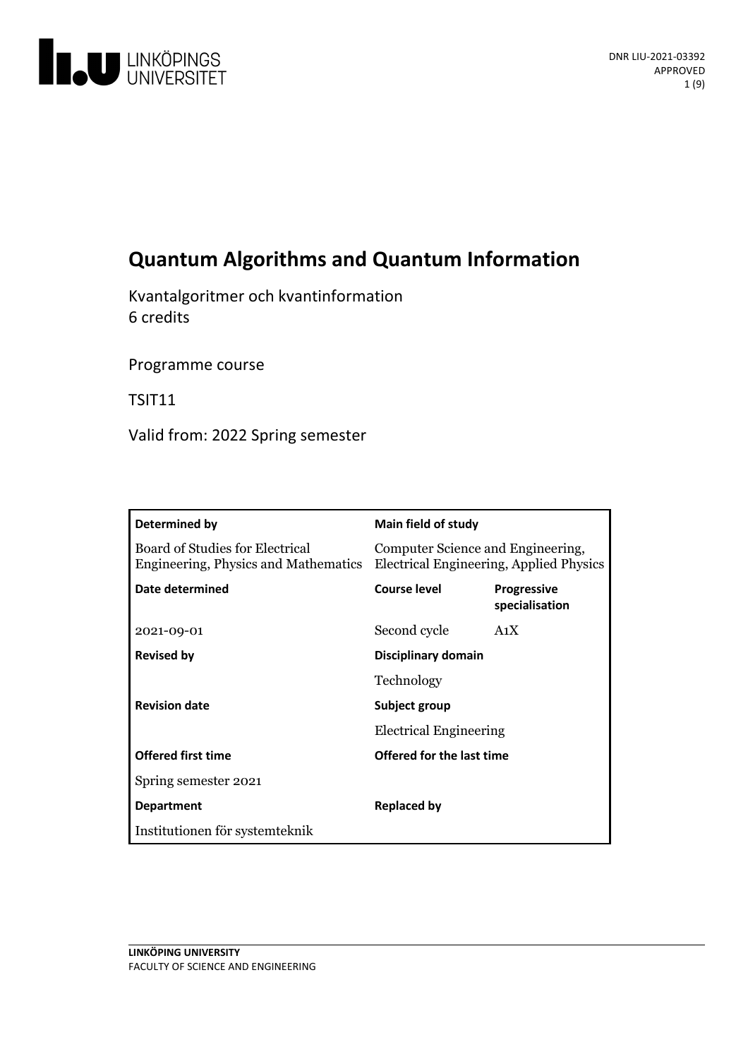DNR LIU-2021-03392
APPROVED

# Quantum Algorithms and Quantum Information

Kvantalgoritmer och kvantinformation
6 credits

Programme course

TSIT11

Valid from: 2022 Spring semester

| **Determined by** | **Main field of study** | |
|---|---|---|
| Board of Studies for Electrical Engineering, Physics and Mathematics | Computer Science and Engineering, Electrical Engineering, Applied Physics | |
| **Date determined** | **Course level** | **Progressive specialisation** |
| 2021-09-01 | Second cycle | A1X |
| **Revised by** | **Disciplinary domain** | |
| | Technology | |
| **Revision date** | **Subject group** | |
| | Electrical Engineering | |
| **Offered first time** | **Offered for the last time** | |
| Spring semester 2021 | | |
| **Department** | **Replaced by** | |
| Institutionen för systemteknik | | |

**LINKÖPING UNIVERSITY**
FACULTY OF SCIENCE AND ENGINEERING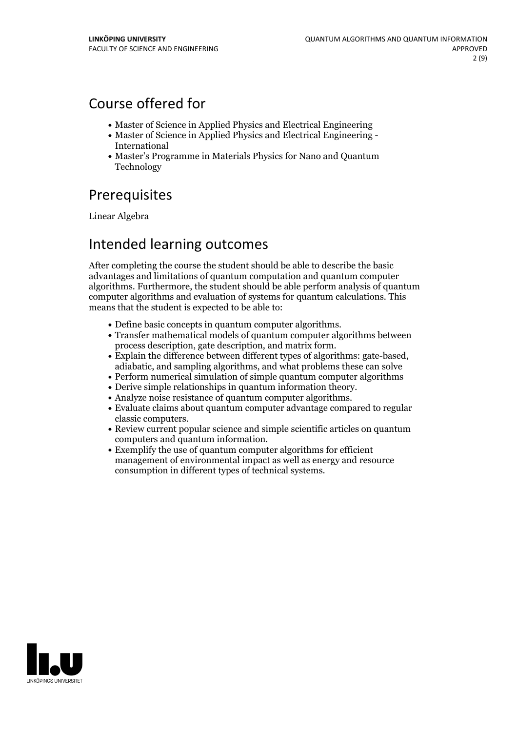## Course offered for

- Master of Science in Applied Physics and Electrical Engineering
- Master of Science in Applied Physics and Electrical Engineering - International
- Master's Programme in Materials Physics for Nano and Quantum Technology

## Prerequisites

Linear Algebra

## Intended learning outcomes

After completing the course the student should be able to describe the basic advantages and limitations of quantum computation and quantum computer algorithms. Furthermore, the student should be able perform analysis of quantum computer algorithms and evaluation of systems for quantum calculations. This means that the student is expected to be able to:

- Define basic concepts in quantum computer algorithms.
- Transfer mathematical models of quantum computer algorithms between process description, gate description, and matrix form.
- Explain the difference between different types of algorithms: gate-based, adiabatic, and sampling algorithms, and what problems these can solve
- Perform numerical simulation of simple quantum computer algorithms
- Derive simple relationships in quantum information theory.
- Analyze noise resistance of quantum computer algorithms.
- Evaluate claims about quantum computer advantage compared to regular classic computers.
- Review current popular science and simple scientific articles on quantum computers and quantum information.
- Exemplify the use of quantum computer algorithms for efficient management of environmental impact as well as energy and resource consumption in different types of technical systems.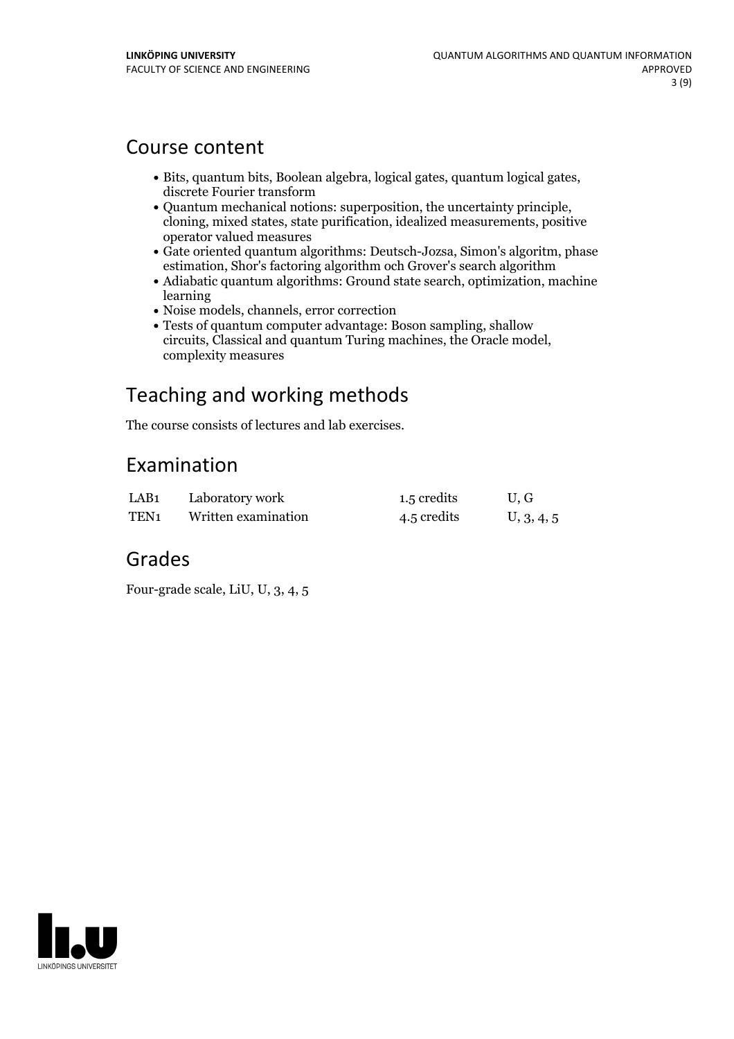## Course content

- Bits, quantum bits, Boolean algebra, logical gates, quantum logical gates, discrete Fourier transform
- Quantum mechanical notions: superposition, the uncertainty principle, cloning, mixed states, state purification, idealized measurements, positive operator valued measures
- Gate oriented quantum algorithms: Deutsch-Jozsa, Simon's algoritm, phase estimation, Shor's factoring algorithm och Grover's search algorithm
- Adiabatic quantum algorithms: Ground state search, optimization, machine learning
- Noise models, channels, error correction
- Tests of quantum computer advantage: Boson sampling, shallow circuits, Classical and quantum Turing machines, the Oracle model, complexity measures

## Teaching and working methods

The course consists of lectures and lab exercises.

## Examination

| | | | |
|---|---|---|---|
| LAB1 | Laboratory work | 1.5 credits | U, G |
| TEN1 | Written examination | 4.5 credits | U, 3, 4, 5 |

## Grades

Four-grade scale, LiU, U, 3, 4, 5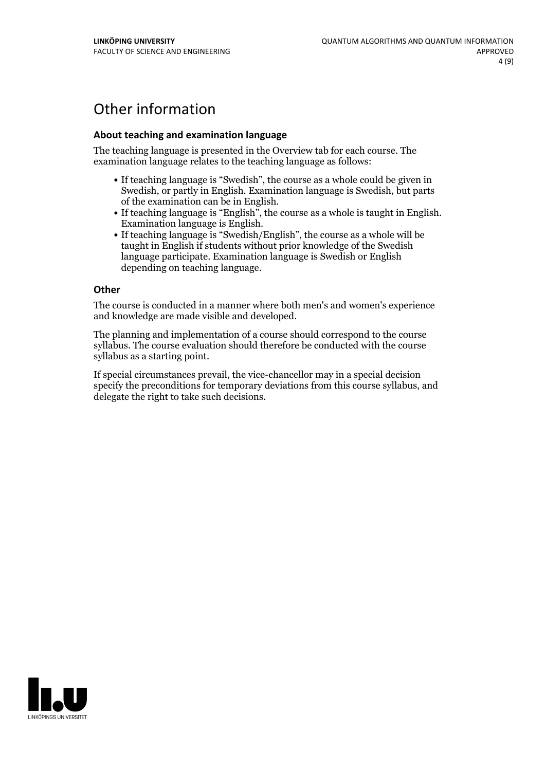# Other information

### About teaching and examination language

The teaching language is presented in the Overview tab for each course. The examination language relates to the teaching language as follows:

- If teaching language is “Swedish”, the course as a whole could be given in Swedish, or partly in English. Examination language is Swedish, but parts of the examination can be in English.
- If teaching language is “English”, the course as a whole is taught in English. Examination language is English.
- If teaching language is “Swedish/English”, the course as a whole will be taught in English if students without prior knowledge of the Swedish language participate. Examination language is Swedish or English depending on teaching language.

### Other

The course is conducted in a manner where both men's and women's experience and knowledge are made visible and developed.

The planning and implementation of a course should correspond to the course syllabus. The course evaluation should therefore be conducted with the course syllabus as a starting point.

If special circumstances prevail, the vice-chancellor may in a special decision specify the preconditions for temporary deviations from this course syllabus, and delegate the right to take such decisions.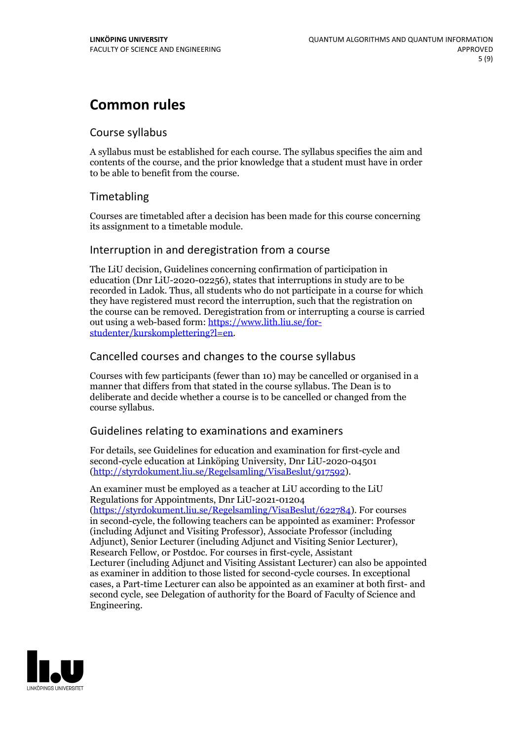# Common rules

## Course syllabus

A syllabus must be established for each course. The syllabus specifies the aim and contents of the course, and the prior knowledge that a student must have in order to be able to benefit from the course.

## Timetabling

Courses are timetabled after a decision has been made for this course concerning its assignment to a timetable module.

## Interruption in and deregistration from a course

The LiU decision, Guidelines concerning confirmation of participation in education (Dnr LiU-2020-02256), states that interruptions in study are to be recorded in Ladok. Thus, all students who do not participate in a course for which they have registered must record the interruption, such that the registration on the course can be removed. Deregistration from or interrupting a course is carried out using a web-based form: https://www.lith.liu.se/for-studenter/kurskomplettering?l=en.

## Cancelled courses and changes to the course syllabus

Courses with few participants (fewer than 10) may be cancelled or organised in a manner that differs from that stated in the course syllabus. The Dean is to deliberate and decide whether a course is to be cancelled or changed from the course syllabus.

## Guidelines relating to examinations and examiners

For details, see Guidelines for education and examination for first-cycle and second-cycle education at Linköping University, Dnr LiU-2020-04501 (http://styrdokument.liu.se/Regelsamling/VisaBeslut/917592).

An examiner must be employed as a teacher at LiU according to the LiU Regulations for Appointments, Dnr LiU-2021-01204 (https://styrdokument.liu.se/Regelsamling/VisaBeslut/622784). For courses in second-cycle, the following teachers can be appointed as examiner: Professor (including Adjunct and Visiting Professor), Associate Professor (including Adjunct), Senior Lecturer (including Adjunct and Visiting Senior Lecturer), Research Fellow, or Postdoc. For courses in first-cycle, Assistant Lecturer (including Adjunct and Visiting Assistant Lecturer) can also be appointed as examiner in addition to those listed for second-cycle courses. In exceptional cases, a Part-time Lecturer can also be appointed as an examiner at both first- and second cycle, see Delegation of authority for the Board of Faculty of Science and Engineering.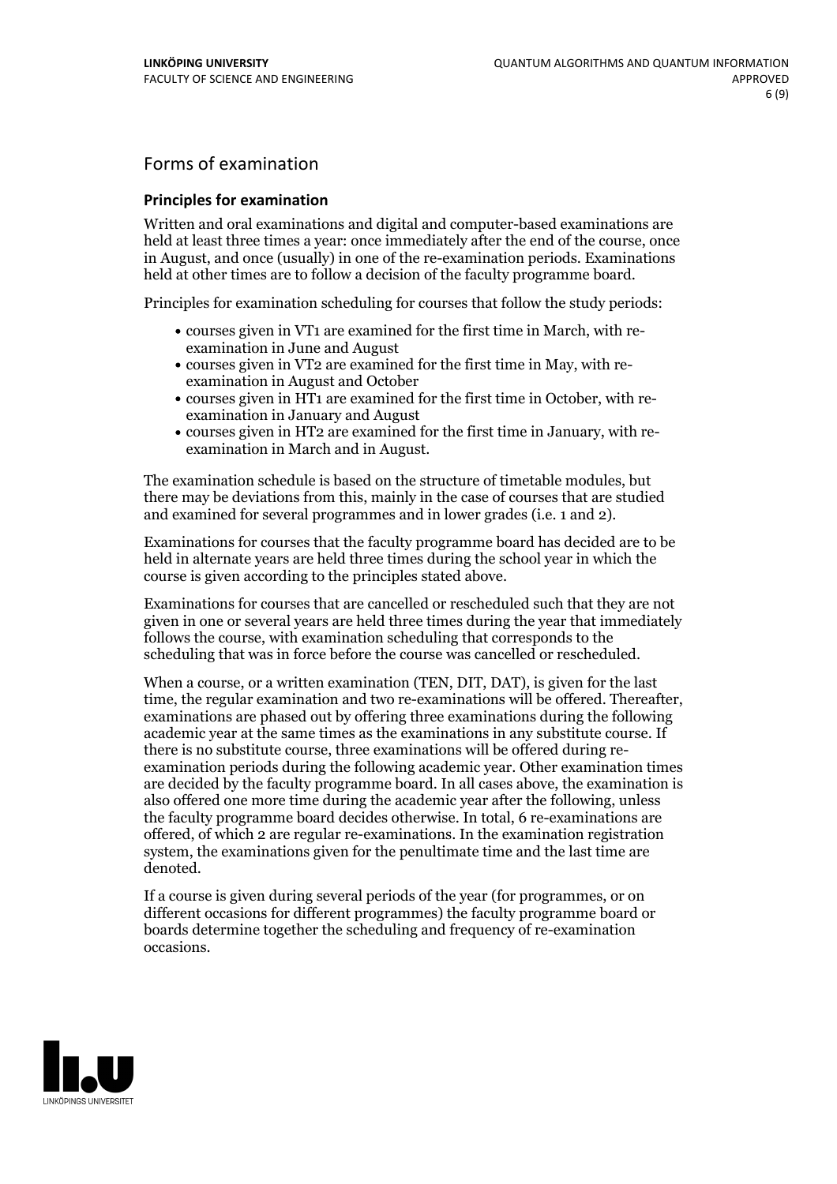## Forms of examination

### Principles for examination

Written and oral examinations and digital and computer-based examinations are held at least three times a year: once immediately after the end of the course, once in August, and once (usually) in one of the re-examination periods. Examinations held at other times are to follow a decision of the faculty programme board.

Principles for examination scheduling for courses that follow the study periods:

- courses given in VT1 are examined for the first time in March, with re-examination in June and August
- courses given in VT2 are examined for the first time in May, with re-examination in August and October
- courses given in HT1 are examined for the first time in October, with re-examination in January and August
- courses given in HT2 are examined for the first time in January, with re-examination in March and in August.

The examination schedule is based on the structure of timetable modules, but there may be deviations from this, mainly in the case of courses that are studied and examined for several programmes and in lower grades (i.e. 1 and 2).

Examinations for courses that the faculty programme board has decided are to be held in alternate years are held three times during the school year in which the course is given according to the principles stated above.

Examinations for courses that are cancelled or rescheduled such that they are not given in one or several years are held three times during the year that immediately follows the course, with examination scheduling that corresponds to the scheduling that was in force before the course was cancelled or rescheduled.

When a course, or a written examination (TEN, DIT, DAT), is given for the last time, the regular examination and two re-examinations will be offered. Thereafter, examinations are phased out by offering three examinations during the following academic year at the same times as the examinations in any substitute course. If there is no substitute course, three examinations will be offered during re-examination periods during the following academic year. Other examination times are decided by the faculty programme board. In all cases above, the examination is also offered one more time during the academic year after the following, unless the faculty programme board decides otherwise. In total, 6 re-examinations are offered, of which 2 are regular re-examinations. In the examination registration system, the examinations given for the penultimate time and the last time are denoted.

If a course is given during several periods of the year (for programmes, or on different occasions for different programmes) the faculty programme board or boards determine together the scheduling and frequency of re-examination occasions.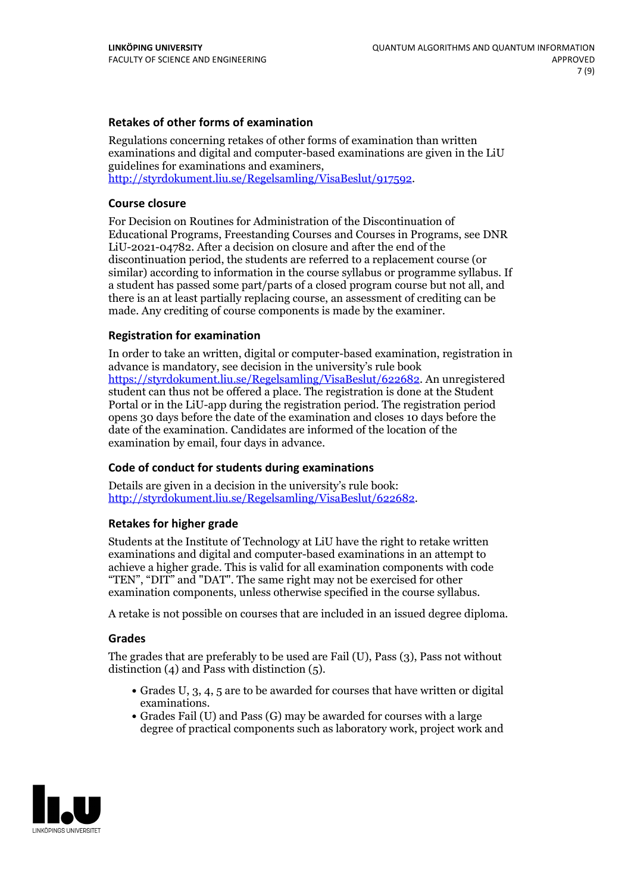### Retakes of other forms of examination

Regulations concerning retakes of other forms of examination than written examinations and digital and computer-based examinations are given in the LiU guidelines for examinations and examiners, http://styrdokument.liu.se/Regelsamling/VisaBeslut/917592.

### Course closure

For Decision on Routines for Administration of the Discontinuation of Educational Programs, Freestanding Courses and Courses in Programs, see DNR LiU-2021-04782. After a decision on closure and after the end of the discontinuation period, the students are referred to a replacement course (or similar) according to information in the course syllabus or programme syllabus. If a student has passed some part/parts of a closed program course but not all, and there is an at least partially replacing course, an assessment of crediting can be made. Any crediting of course components is made by the examiner.

### Registration for examination

In order to take an written, digital or computer-based examination, registration in advance is mandatory, see decision in the university's rule book https://styrdokument.liu.se/Regelsamling/VisaBeslut/622682. An unregistered student can thus not be offered a place. The registration is done at the Student Portal or in the LiU-app during the registration period. The registration period opens 30 days before the date of the examination and closes 10 days before the date of the examination. Candidates are informed of the location of the examination by email, four days in advance.

### Code of conduct for students during examinations

Details are given in a decision in the university's rule book: http://styrdokument.liu.se/Regelsamling/VisaBeslut/622682.

### Retakes for higher grade

Students at the Institute of Technology at LiU have the right to retake written examinations and digital and computer-based examinations in an attempt to achieve a higher grade. This is valid for all examination components with code "TEN", "DIT" and "DAT". The same right may not be exercised for other examination components, unless otherwise specified in the course syllabus.

A retake is not possible on courses that are included in an issued degree diploma.

### Grades

The grades that are preferably to be used are Fail (U), Pass (3), Pass not without distinction (4) and Pass with distinction (5).

- Grades U, 3, 4, 5 are to be awarded for courses that have written or digital examinations.
- Grades Fail (U) and Pass (G) may be awarded for courses with a large degree of practical components such as laboratory work, project work and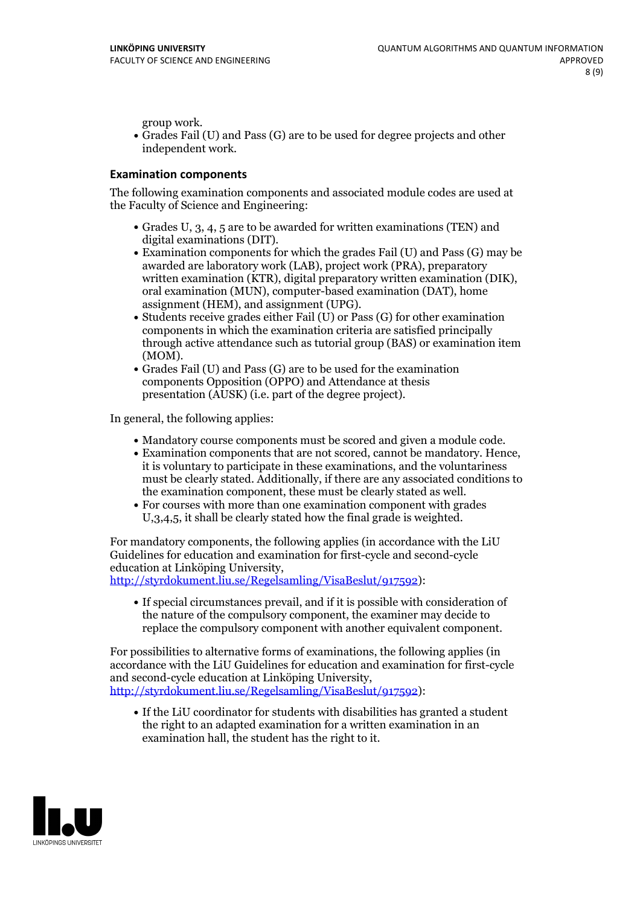group work.

- Grades Fail (U) and Pass (G) are to be used for degree projects and other independent work.

### Examination components

The following examination components and associated module codes are used at the Faculty of Science and Engineering:

- Grades U, 3, 4, 5 are to be awarded for written examinations (TEN) and digital examinations (DIT).
- Examination components for which the grades Fail (U) and Pass (G) may be awarded are laboratory work (LAB), project work (PRA), preparatory written examination (KTR), digital preparatory written examination (DIK), oral examination (MUN), computer-based examination (DAT), home assignment (HEM), and assignment (UPG).
- Students receive grades either Fail (U) or Pass (G) for other examination components in which the examination criteria are satisfied principally through active attendance such as tutorial group (BAS) or examination item (MOM).
- Grades Fail (U) and Pass (G) are to be used for the examination components Opposition (OPPO) and Attendance at thesis presentation (AUSK) (i.e. part of the degree project).

In general, the following applies:

- Mandatory course components must be scored and given a module code.
- Examination components that are not scored, cannot be mandatory. Hence, it is voluntary to participate in these examinations, and the voluntariness must be clearly stated. Additionally, if there are any associated conditions to the examination component, these must be clearly stated as well.
- For courses with more than one examination component with grades U,3,4,5, it shall be clearly stated how the final grade is weighted.

For mandatory components, the following applies (in accordance with the LiU Guidelines for education and examination for first-cycle and second-cycle education at Linköping University, http://styrdokument.liu.se/Regelsamling/VisaBeslut/917592):

- If special circumstances prevail, and if it is possible with consideration of the nature of the compulsory component, the examiner may decide to replace the compulsory component with another equivalent component.

For possibilities to alternative forms of examinations, the following applies (in accordance with the LiU Guidelines for education and examination for first-cycle and second-cycle education at Linköping University, http://styrdokument.liu.se/Regelsamling/VisaBeslut/917592):

- If the LiU coordinator for students with disabilities has granted a student the right to an adapted examination for a written examination in an examination hall, the student has the right to it.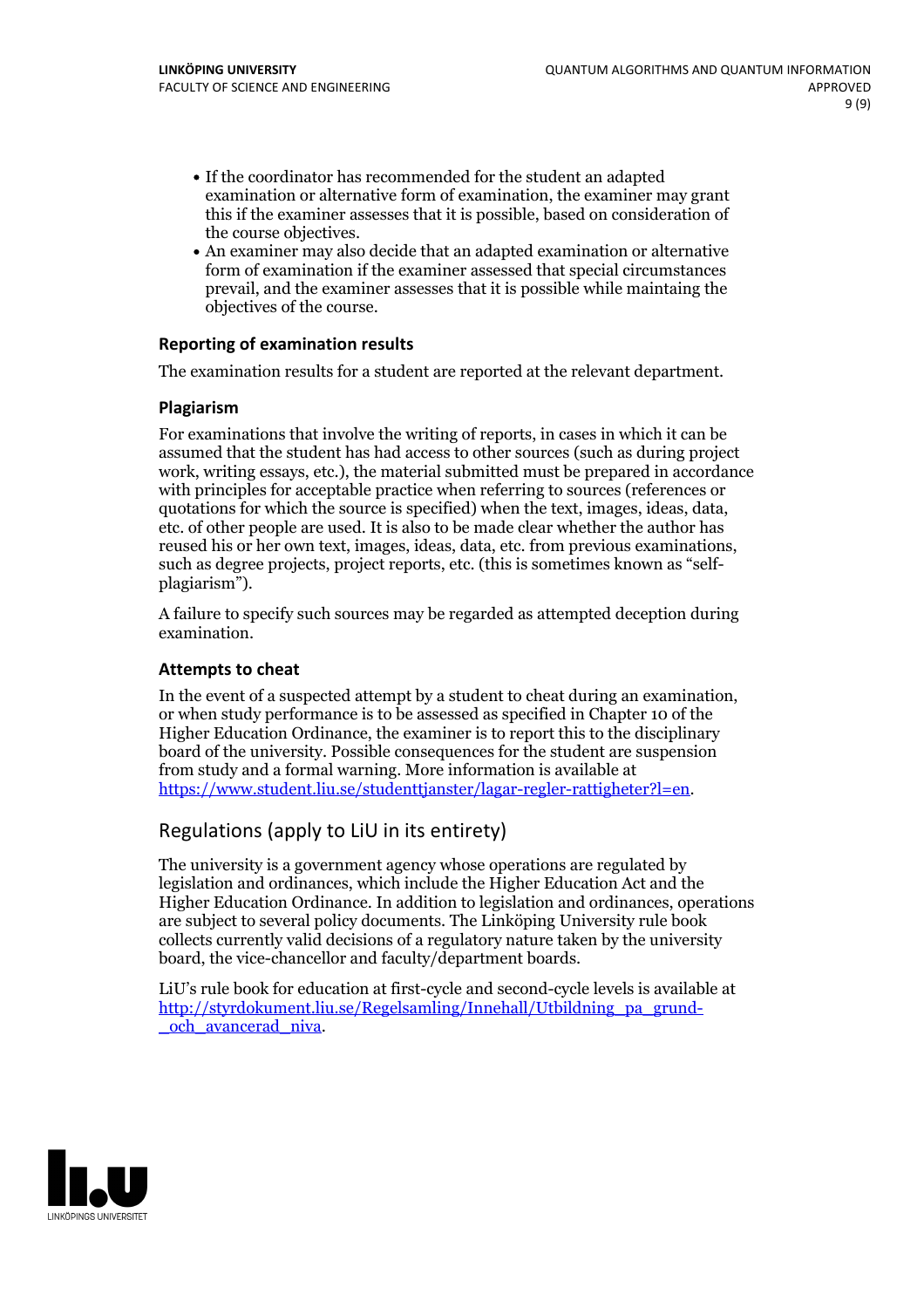- If the coordinator has recommended for the student an adapted examination or alternative form of examination, the examiner may grant this if the examiner assesses that it is possible, based on consideration of the course objectives.
- An examiner may also decide that an adapted examination or alternative form of examination if the examiner assessed that special circumstances prevail, and the examiner assesses that it is possible while maintaing the objectives of the course.

### Reporting of examination results

The examination results for a student are reported at the relevant department.

### Plagiarism

For examinations that involve the writing of reports, in cases in which it can be assumed that the student has had access to other sources (such as during project work, writing essays, etc.), the material submitted must be prepared in accordance with principles for acceptable practice when referring to sources (references or quotations for which the source is specified) when the text, images, ideas, data, etc. of other people are used. It is also to be made clear whether the author has reused his or her own text, images, ideas, data, etc. from previous examinations, such as degree projects, project reports, etc. (this is sometimes known as "self-plagiarism").

A failure to specify such sources may be regarded as attempted deception during examination.

### Attempts to cheat

In the event of a suspected attempt by a student to cheat during an examination, or when study performance is to be assessed as specified in Chapter 10 of the Higher Education Ordinance, the examiner is to report this to the disciplinary board of the university. Possible consequences for the student are suspension from study and a formal warning. More information is available at https://www.student.liu.se/studenttjanster/lagar-regler-rattigheter?l=en.

## Regulations (apply to LiU in its entirety)

The university is a government agency whose operations are regulated by legislation and ordinances, which include the Higher Education Act and the Higher Education Ordinance. In addition to legislation and ordinances, operations are subject to several policy documents. The Linköping University rule book collects currently valid decisions of a regulatory nature taken by the university board, the vice-chancellor and faculty/department boards.

LiU's rule book for education at first-cycle and second-cycle levels is available at http://styrdokument.liu.se/Regelsamling/Innehall/Utbildning_pa_grund-_och_avancerad_niva.